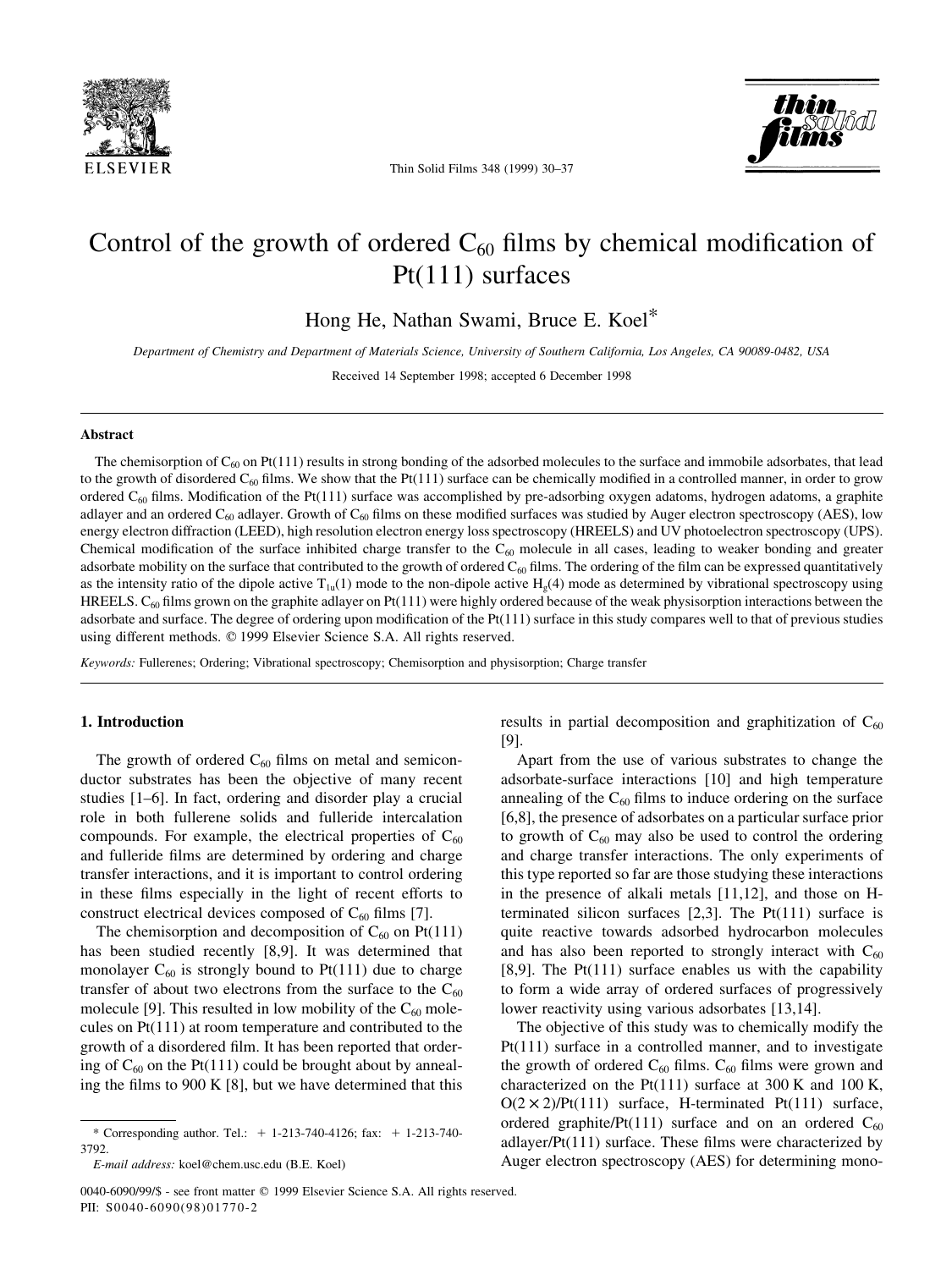# Control of the growth of ordered $C_{60}$ films by chemical modification of Pt(111) surfaces

Hong He, Nathan Swami, Bruce E. Koel*

*Department of Chemistry and Department of Materials Science, University of Southern California, Los Angeles, CA 90089-0482, USA*

Received 14 September 1998; accepted 6 December 1998

## Abstract

The chemisorption of $C_{60}$ on Pt(111) results in strong bonding of the adsorbed molecules to the surface and immobile adsorbates, that lead to the growth of disordered $C_{60}$ films. We show that the Pt(111) surface can be chemically modified in a controlled manner, in order to grow ordered $C_{60}$ films. Modification of the Pt(111) surface was accomplished by pre-adsorbing oxygen adatoms, hydrogen adatoms, a graphite adlayer and an ordered $C_{60}$ adlayer. Growth of $C_{60}$ films on these modified surfaces was studied by Auger electron spectroscopy (AES), low energy electron diffraction (LEED), high resolution electron energy loss spectroscopy (HREELS) and UV photoelectron spectroscopy (UPS). Chemical modification of the surface inhibited charge transfer to the $C_{60}$ molecule in all cases, leading to weaker bonding and greater adsorbate mobility on the surface that contributed to the growth of ordered $C_{60}$ films. The ordering of the film can be expressed quantitatively as the intensity ratio of the dipole active $T_{1u}(1)$ mode to the non-dipole active $H_g(4)$ mode as determined by vibrational spectroscopy using HREELS. $C_{60}$ films grown on the graphite adlayer on Pt(111) were highly ordered because of the weak physisorption interactions between the adsorbate and surface. The degree of ordering upon modification of the Pt(111) surface in this study compares well to that of previous studies using different methods. © 1999 Elsevier Science S.A. All rights reserved.

*Keywords:* Fullerenes; Ordering; Vibrational spectroscopy; Chemisorption and physisorption; Charge transfer

## 1. Introduction

The growth of ordered $C_{60}$ films on metal and semiconductor substrates has been the objective of many recent studies [1–6]. In fact, ordering and disorder play a crucial role in both fullerene solids and fulleride intercalation compounds. For example, the electrical properties of $C_{60}$ and fulleride films are determined by ordering and charge transfer interactions, and it is important to control ordering in these films especially in the light of recent efforts to construct electrical devices composed of $C_{60}$ films [7].

The chemisorption and decomposition of $C_{60}$ on Pt(111) has been studied recently [8,9]. It was determined that monolayer $C_{60}$ is strongly bound to Pt(111) due to charge transfer of about two electrons from the surface to the $C_{60}$ molecule [9]. This resulted in low mobility of the $C_{60}$ molecules on Pt(111) at room temperature and contributed to the growth of a disordered film. It has been reported that ordering of $C_{60}$ on the Pt(111) could be brought about by annealing the films to 900 K [8], but we have determined that this results in partial decomposition and graphitization of $C_{60}$ [9].

Apart from the use of various substrates to change the adsorbate-surface interactions [10] and high temperature annealing of the $C_{60}$ films to induce ordering on the surface [6,8], the presence of adsorbates on a particular surface prior to growth of $C_{60}$ may also be used to control the ordering and charge transfer interactions. The only experiments of this type reported so far are those studying these interactions in the presence of alkali metals [11,12], and those on H-terminated silicon surfaces [2,3]. The Pt(111) surface is quite reactive towards adsorbed hydrocarbon molecules and has also been reported to strongly interact with $C_{60}$ [8,9]. The Pt(111) surface enables us with the capability to form a wide array of ordered surfaces of progressively lower reactivity using various adsorbates [13,14].

The objective of this study was to chemically modify the Pt(111) surface in a controlled manner, and to investigate the growth of ordered $C_{60}$ films. $C_{60}$ films were grown and characterized on the Pt(111) surface at 300 K and 100 K, $O(2\times2)$/Pt(111) surface, H-terminated Pt(111) surface, ordered graphite/Pt(111) surface and on an ordered $C_{60}$ adlayer/Pt(111) surface. These films were characterized by Auger electron spectroscopy (AES) for determining mono-

* Corresponding author. Tel.: + 1-213-740-4126; fax: + 1-213-740-3792.

*E-mail address:* koel@chem.usc.edu (B.E. Koel)

0040-6090/99/$ - see front matter © 1999 Elsevier Science S.A. All rights reserved.
PII: S0040-6090(98)01770-2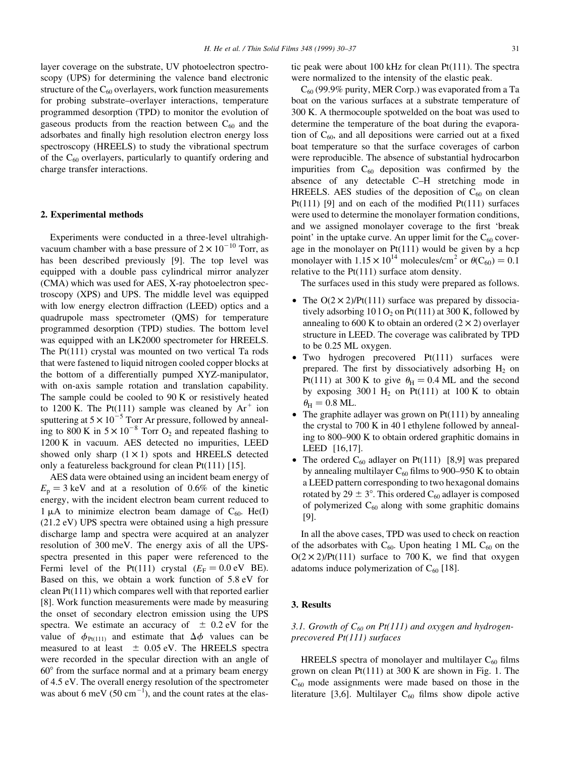layer coverage on the substrate, UV photoelectron spectroscopy (UPS) for determining the valence band electronic structure of the $C_{60}$ overlayers, work function measurements for probing substrate–overlayer interactions, temperature programmed desorption (TPD) to monitor the evolution of gaseous products from the reaction between $C_{60}$ and the adsorbates and finally high resolution electron energy loss spectroscopy (HREELS) to study the vibrational spectrum of the $C_{60}$ overlayers, particularly to quantify ordering and charge transfer interactions.

## 2. Experimental methods

Experiments were conducted in a three-level ultrahigh-vacuum chamber with a base pressure of $2 \times 10^{-10}$ Torr, as has been described previously [9]. The top level was equipped with a double pass cylindrical mirror analyzer (CMA) which was used for AES, X-ray photoelectron spectroscopy (XPS) and UPS. The middle level was equipped with low energy electron diffraction (LEED) optics and a quadrupole mass spectrometer (QMS) for temperature programmed desorption (TPD) studies. The bottom level was equipped with an LK2000 spectrometer for HREELS. The Pt(111) crystal was mounted on two vertical Ta rods that were fastened to liquid nitrogen cooled copper blocks at the bottom of a differentially pumped XYZ-manipulator, with on-axis sample rotation and translation capability. The sample could be cooled to 90 K or resistively heated to 1200 K. The Pt(111) sample was cleaned by $Ar^+$ ion sputtering at $5 \times 10^{-5}$ Torr Ar pressure, followed by annealing to 800 K in $5 \times 10^{-8}$ Torr $O_2$ and repeated flashing to 1200 K in vacuum. AES detected no impurities, LEED showed only sharp $(1 \times 1)$ spots and HREELS detected only a featureless background for clean Pt(111) [15].

AES data were obtained using an incident beam energy of $E_p = 3$ keV and at a resolution of 0.6% of the kinetic energy, with the incident electron beam current reduced to 1 μA to minimize electron beam damage of $C_{60}$. He(I) (21.2 eV) UPS spectra were obtained using a high pressure discharge lamp and spectra were acquired at an analyzer resolution of 300 meV. The energy axis of all the UPS-spectra presented in this paper were referenced to the Fermi level of the Pt(111) crystal ($E_F = 0.0$ eV BE). Based on this, we obtain a work function of 5.8 eV for clean Pt(111) which compares well with that reported earlier [8]. Work function measurements were made by measuring the onset of secondary electron emission using the UPS spectra. We estimate an accuracy of $\pm$ 0.2 eV for the value of $\phi_{Pt(111)}$ and estimate that $\Delta\phi$ values can be measured to at least $\pm$ 0.05 eV. The HREELS spectra were recorded in the specular direction with an angle of 60° from the surface normal and at a primary beam energy of 4.5 eV. The overall energy resolution of the spectrometer was about 6 meV (50 $cm^{-1}$), and the count rates at the elastic peak were about 100 kHz for clean Pt(111). The spectra were normalized to the intensity of the elastic peak.

$C_{60}$ (99.9% purity, MER Corp.) was evaporated from a Ta boat on the various surfaces at a substrate temperature of 300 K. A thermocouple spotwelded on the boat was used to determine the temperature of the boat during the evaporation of $C_{60}$, and all depositions were carried out at a fixed boat temperature so that the surface coverages of carbon were reproducible. The absence of substantial hydrocarbon impurities from $C_{60}$ deposition was confirmed by the absence of any detectable C–H stretching mode in HREELS. AES studies of the deposition of $C_{60}$ on clean Pt(111) [9] and on each of the modified Pt(111) surfaces were used to determine the monolayer formation conditions, and we assigned monolayer coverage to the first 'break point' in the uptake curve. An upper limit for the $C_{60}$ coverage in the monolayer on Pt(111) would be given by a hcp monolayer with $1.15 \times 10^{14}$ molecules/$cm^2$ or $\theta(C_{60}) = 0.1$ relative to the Pt(111) surface atom density.

The surfaces used in this study were prepared as follows.

- The $O(2 \times 2)$/Pt(111) surface was prepared by dissociatively adsorbing 10 l $O_2$ on Pt(111) at 300 K, followed by annealing to 600 K to obtain an ordered $(2 \times 2)$ overlayer structure in LEED. The coverage was calibrated by TPD to be 0.25 ML oxygen.
- Two hydrogen precovered Pt(111) surfaces were prepared. The first by dissociatively adsorbing $H_2$ on Pt(111) at 300 K to give $\theta_H = 0.4$ ML and the second by exposing 300 l $H_2$ on Pt(111) at 100 K to obtain $\theta_H = 0.8$ ML.
- The graphite adlayer was grown on Pt(111) by annealing the crystal to 700 K in 40 l ethylene followed by annealing to 800–900 K to obtain ordered graphitic domains in LEED [16,17].
- The ordered $C_{60}$ adlayer on Pt(111) [8,9] was prepared by annealing multilayer $C_{60}$ films to 900–950 K to obtain a LEED pattern corresponding to two hexagonal domains rotated by 29 ± 3°. This ordered $C_{60}$ adlayer is composed of polymerized $C_{60}$ along with some graphitic domains [9].

In all the above cases, TPD was used to check on reaction of the adsorbates with $C_{60}$. Upon heating 1 ML $C_{60}$ on the $O(2 \times 2)$/Pt(111) surface to 700 K, we find that oxygen adatoms induce polymerization of $C_{60}$ [18].

## 3. Results

### 3.1. Growth of $C_{60}$ on Pt(111) and oxygen and hydrogen-precovered Pt(111) surfaces

HREELS spectra of monolayer and multilayer $C_{60}$ films grown on clean Pt(111) at 300 K are shown in Fig. 1. The $C_{60}$ mode assignments were made based on those in the literature [3,6]. Multilayer $C_{60}$ films show dipole active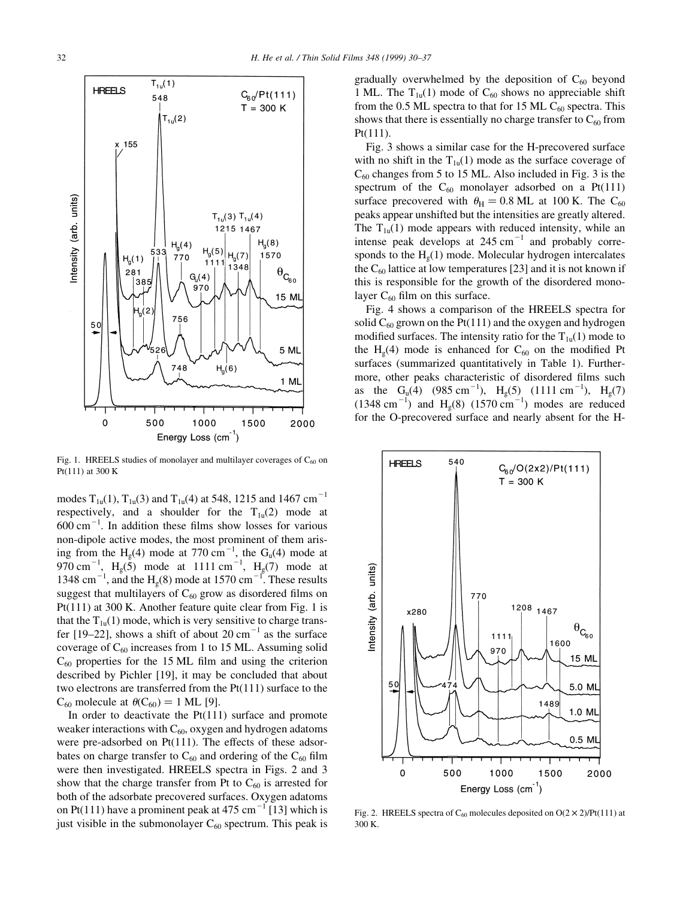Fig. 1. HREELS studies of monolayer and multilayer coverages of $C_{60}$ on Pt(111) at 300 K

modes $T_{1u}(1)$, $T_{1u}(3)$ and $T_{1u}(4)$ at 548, 1215 and 1467 $cm^{-1}$ respectively, and a shoulder for the $T_{1u}(2)$ mode at 600 $cm^{-1}$. In addition these films show losses for various non-dipole active modes, the most prominent of them arising from the $H_g(4)$ mode at 770 $cm^{-1}$, the $G_u(4)$ mode at 970 $cm^{-1}$, $H_g(5)$ mode at 1111 $cm^{-1}$, $H_g(7)$ mode at 1348 $cm^{-1}$, and the $H_g(8)$ mode at 1570 $cm^{-1}$. These results suggest that multilayers of $C_{60}$ grow as disordered films on Pt(111) at 300 K. Another feature quite clear from Fig. 1 is that the $T_{1u}(1)$ mode, which is very sensitive to charge transfer [19–22], shows a shift of about 20 $cm^{-1}$ as the surface coverage of $C_{60}$ increases from 1 to 15 ML. Assuming solid $C_{60}$ properties for the 15 ML film and using the criterion described by Pichler [19], it may be concluded that about two electrons are transferred from the Pt(111) surface to the $C_{60}$ molecule at $\theta(C_{60}) = 1$ ML [9].

In order to deactivate the Pt(111) surface and promote weaker interactions with $C_{60}$, oxygen and hydrogen adatoms were pre-adsorbed on Pt(111). The effects of these adsorbates on charge transfer to $C_{60}$ and ordering of the $C_{60}$ film were then investigated. HREELS spectra in Figs. 2 and 3 show that the charge transfer from Pt to $C_{60}$ is arrested for both of the adsorbate precovered surfaces. Oxygen adatoms on Pt(111) have a prominent peak at 475 $cm^{-1}$ [13] which is just visible in the submonolayer $C_{60}$ spectrum. This peak is gradually overwhelmed by the deposition of $C_{60}$ beyond 1 ML. The $T_{1u}(1)$ mode of $C_{60}$ shows no appreciable shift from the 0.5 ML spectra to that for 15 ML $C_{60}$ spectra. This shows that there is essentially no charge transfer to $C_{60}$ from Pt(111).

Fig. 3 shows a similar case for the H-precovered surface with no shift in the $T_{1u}(1)$ mode as the surface coverage of $C_{60}$ changes from 5 to 15 ML. Also included in Fig. 3 is the spectrum of the $C_{60}$ monolayer adsorbed on a Pt(111) surface precovered with $\theta_H = 0.8$ ML at 100 K. The $C_{60}$ peaks appear unshifted but the intensities are greatly altered. The $T_{1u}(1)$ mode appears with reduced intensity, while an intense peak develops at 245 $cm^{-1}$ and probably corresponds to the $H_g(1)$ mode. Molecular hydrogen intercalates the $C_{60}$ lattice at low temperatures [23] and it is not known if this is responsible for the growth of the disordered monolayer $C_{60}$ film on this surface.

Fig. 4 shows a comparison of the HREELS spectra for solid $C_{60}$ grown on the Pt(111) and the oxygen and hydrogen modified surfaces. The intensity ratio for the $T_{1u}(1)$ mode to the $H_g(4)$ mode is enhanced for $C_{60}$ on the modified Pt surfaces (summarized quantitatively in Table 1). Furthermore, other peaks characteristic of disordered films such as the $G_u(4)$ (985 $cm^{-1}$), $H_g(5)$ (1111 $cm^{-1}$), $H_g(7)$ (1348 $cm^{-1}$) and $H_g(8)$ (1570 $cm^{-1}$) modes are reduced for the O-precovered surface and nearly absent for the H-

Fig. 2. HREELS spectra of $C_{60}$ molecules deposited on $O(2\times2)$/Pt(111) at 300 K.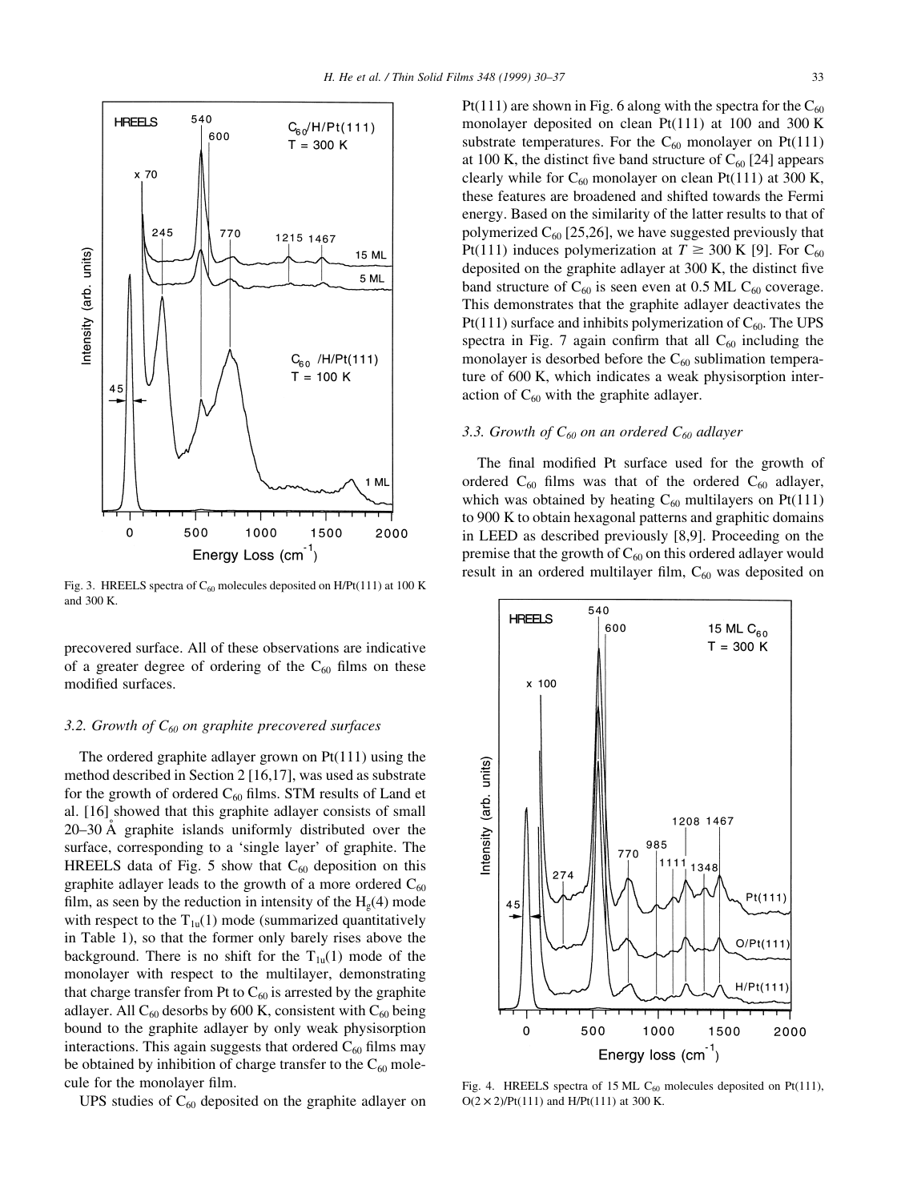Fig. 3. HREELS spectra of $C_{60}$ molecules deposited on H/Pt(111) at 100 K and 300 K.

precovered surface. All of these observations are indicative of a greater degree of ordering of the $C_{60}$ films on these modified surfaces.

### 3.2. Growth of $C_{60}$ on graphite precovered surfaces

The ordered graphite adlayer grown on Pt(111) using the method described in Section 2 [16,17], was used as substrate for the growth of ordered $C_{60}$ films. STM results of Land et al. [16] showed that this graphite adlayer consists of small 20–30 Å graphite islands uniformly distributed over the surface, corresponding to a 'single layer' of graphite. The HREELS data of Fig. 5 show that $C_{60}$ deposition on this graphite adlayer leads to the growth of a more ordered $C_{60}$ film, as seen by the reduction in intensity of the $H_g(4)$ mode with respect to the $T_{1u}(1)$ mode (summarized quantitatively in Table 1), so that the former only barely rises above the background. There is no shift for the $T_{1u}(1)$ mode of the monolayer with respect to the multilayer, demonstrating that charge transfer from Pt to $C_{60}$ is arrested by the graphite adlayer. All $C_{60}$ desorbs by 600 K, consistent with $C_{60}$ being bound to the graphite adlayer by only weak physisorption interactions. This again suggests that ordered $C_{60}$ films may be obtained by inhibition of charge transfer to the $C_{60}$ molecule for the monolayer film.

UPS studies of $C_{60}$ deposited on the graphite adlayer on Pt(111) are shown in Fig. 6 along with the spectra for the $C_{60}$ monolayer deposited on clean Pt(111) at 100 and 300 K substrate temperatures. For the $C_{60}$ monolayer on Pt(111) at 100 K, the distinct five band structure of $C_{60}$ [24] appears clearly while for $C_{60}$ monolayer on clean Pt(111) at 300 K, these features are broadened and shifted towards the Fermi energy. Based on the similarity of the latter results to that of polymerized $C_{60}$ [25,26], we have suggested previously that Pt(111) induces polymerization at $T \geq 300$ K [9]. For $C_{60}$ deposited on the graphite adlayer at 300 K, the distinct five band structure of $C_{60}$ is seen even at 0.5 ML $C_{60}$ coverage. This demonstrates that the graphite adlayer deactivates the Pt(111) surface and inhibits polymerization of $C_{60}$. The UPS spectra in Fig. 7 again confirm that all $C_{60}$ including the monolayer is desorbed before the $C_{60}$ sublimation temperature of 600 K, which indicates a weak physisorption interaction of $C_{60}$ with the graphite adlayer.

### 3.3. Growth of $C_{60}$ on an ordered $C_{60}$ adlayer

The final modified Pt surface used for the growth of ordered $C_{60}$ films was that of the ordered $C_{60}$ adlayer, which was obtained by heating $C_{60}$ multilayers on Pt(111) to 900 K to obtain hexagonal patterns and graphitic domains in LEED as described previously [8,9]. Proceeding on the premise that the growth of $C_{60}$ on this ordered adlayer would result in an ordered multilayer film, $C_{60}$ was deposited on

Fig. 4. HREELS spectra of 15 ML $C_{60}$ molecules deposited on Pt(111), O(2 × 2)/Pt(111) and H/Pt(111) at 300 K.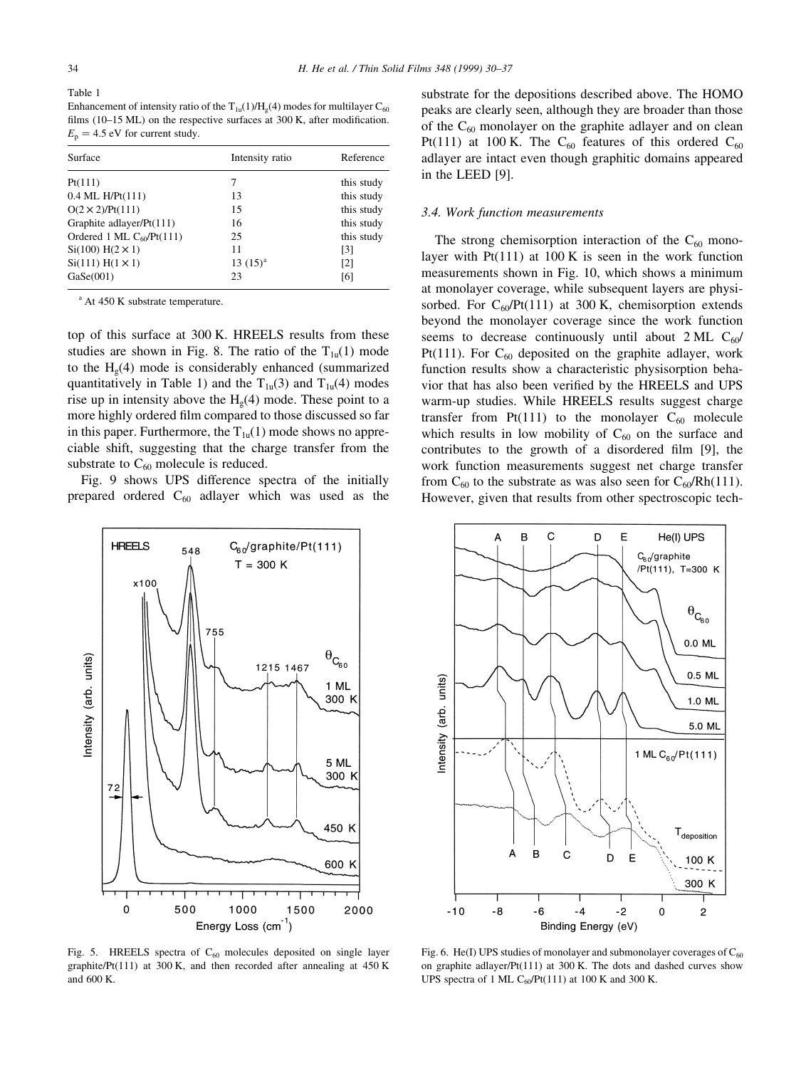Table 1
Enhancement of intensity ratio of the $T_{1u}(1)/H_g(4)$ modes for multilayer $C_{60}$ films (10–15 ML) on the respective surfaces at 300 K, after modification. $E_p = 4.5$ eV for current study.

| Surface | Intensity ratio | Reference |
|---|---|---|
| Pt(111) | 7 | this study |
| 0.4 ML H/Pt(111) | 13 | this study |
| O(2 × 2)/Pt(111) | 15 | this study |
| Graphite adlayer/Pt(111) | 16 | this study |
| Ordered 1 ML $C_{60}$/Pt(111) | 25 | this study |
| Si(100) H(2 × 1) | 11 | [3] |
| Si(111) H(1 × 1) | 13 (15)[a] | [2] |
| GaSe(001) | 23 | [6] |

[a] At 450 K substrate temperature.

top of this surface at 300 K. HREELS results from these studies are shown in Fig. 8. The ratio of the $T_{1u}(1)$ mode to the $H_g(4)$ mode is considerably enhanced (summarized quantitatively in Table 1) and the $T_{1u}(3)$ and $T_{1u}(4)$ modes rise up in intensity above the $H_g(4)$ mode. These point to a more highly ordered film compared to those discussed so far in this paper. Furthermore, the $T_{1u}(1)$ mode shows no appreciable shift, suggesting that the charge transfer from the substrate to $C_{60}$ molecule is reduced.

Fig. 9 shows UPS difference spectra of the initially prepared ordered $C_{60}$ adlayer which was used as the substrate for the depositions described above. The HOMO peaks are clearly seen, although they are broader than those of the $C_{60}$ monolayer on the graphite adlayer and on clean Pt(111) at 100 K. The $C_{60}$ features of this ordered $C_{60}$ adlayer are intact even though graphitic domains appeared in the LEED [9].

### 3.4. Work function measurements

The strong chemisorption interaction of the $C_{60}$ monolayer with Pt(111) at 100 K is seen in the work function measurements shown in Fig. 10, which shows a minimum at monolayer coverage, while subsequent layers are physisorbed. For $C_{60}$/Pt(111) at 300 K, chemisorption extends beyond the monolayer coverage since the work function seems to decrease continuously until about 2 ML $C_{60}$/Pt(111). For $C_{60}$ deposited on the graphite adlayer, work function results show a characteristic physisorption behavior that has also been verified by the HREELS and UPS warm-up studies. While HREELS results suggest charge transfer from Pt(111) to the monolayer $C_{60}$ molecule which results in low mobility of $C_{60}$ on the surface and contributes to the growth of a disordered film [9], the work function measurements suggest net charge transfer from $C_{60}$ to the substrate as was also seen for $C_{60}$/Rh(111). However, given that results from other spectroscopic tech-

Fig. 5. HREELS spectra of $C_{60}$ molecules deposited on single layer graphite/Pt(111) at 300 K, and then recorded after annealing at 450 K and 600 K.

Fig. 6. He(I) UPS studies of monolayer and submonolayer coverages of $C_{60}$ on graphite adlayer/Pt(111) at 300 K. The dots and dashed curves show UPS spectra of 1 ML $C_{60}$/Pt(111) at 100 K and 300 K.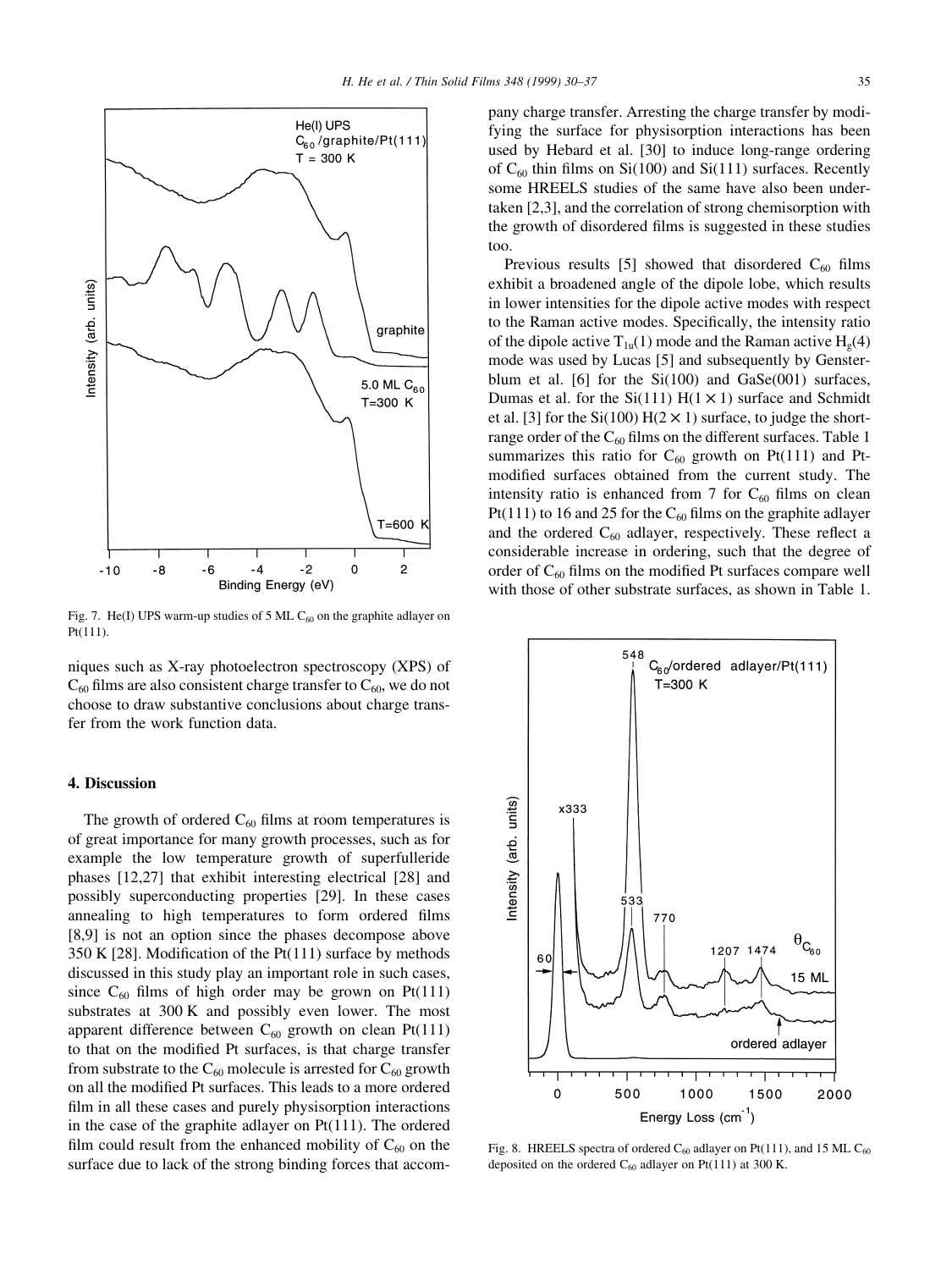Fig. 7. He(I) UPS warm-up studies of 5 ML $C_{60}$ on the graphite adlayer on Pt(111).

niques such as X-ray photoelectron spectroscopy (XPS) of $C_{60}$ films are also consistent charge transfer to $C_{60}$, we do not choose to draw substantive conclusions about charge transfer from the work function data.

## 4. Discussion

The growth of ordered $C_{60}$ films at room temperatures is of great importance for many growth processes, such as for example the low temperature growth of superfulleride phases [12,27] that exhibit interesting electrical [28] and possibly superconducting properties [29]. In these cases annealing to high temperatures to form ordered films [8,9] is not an option since the phases decompose above 350 K [28]. Modification of the Pt(111) surface by methods discussed in this study play an important role in such cases, since $C_{60}$ films of high order may be grown on Pt(111) substrates at 300 K and possibly even lower. The most apparent difference between $C_{60}$ growth on clean Pt(111) to that on the modified Pt surfaces, is that charge transfer from substrate to the $C_{60}$ molecule is arrested for $C_{60}$ growth on all the modified Pt surfaces. This leads to a more ordered film in all these cases and purely physisorption interactions in the case of the graphite adlayer on Pt(111). The ordered film could result from the enhanced mobility of $C_{60}$ on the surface due to lack of the strong binding forces that accompany charge transfer. Arresting the charge transfer by modifying the surface for physisorption interactions has been used by Hebard et al. [30] to induce long-range ordering of $C_{60}$ thin films on Si(100) and Si(111) surfaces. Recently some HREELS studies of the same have also been undertaken [2,3], and the correlation of strong chemisorption with the growth of disordered films is suggested in these studies too.

Previous results [5] showed that disordered $C_{60}$ films exhibit a broadened angle of the dipole lobe, which results in lower intensities for the dipole active modes with respect to the Raman active modes. Specifically, the intensity ratio of the dipole active $T_{1u}(1)$ mode and the Raman active $H_g(4)$ mode was used by Lucas [5] and subsequently by Gensterblum et al. [6] for the Si(100) and GaSe(001) surfaces, Dumas et al. for the Si(111) H(1 × 1) surface and Schmidt et al. [3] for the Si(100) H(2 × 1) surface, to judge the short-range order of the $C_{60}$ films on the different surfaces. Table 1 summarizes this ratio for $C_{60}$ growth on Pt(111) and Pt-modified surfaces obtained from the current study. The intensity ratio is enhanced from 7 for $C_{60}$ films on clean Pt(111) to 16 and 25 for the $C_{60}$ films on the graphite adlayer and the ordered $C_{60}$ adlayer, respectively. These reflect a considerable increase in ordering, such that the degree of order of $C_{60}$ films on the modified Pt surfaces compare well with those of other substrate surfaces, as shown in Table 1.

Fig. 8. HREELS spectra of ordered $C_{60}$ adlayer on Pt(111), and 15 ML $C_{60}$ deposited on the ordered $C_{60}$ adlayer on Pt(111) at 300 K.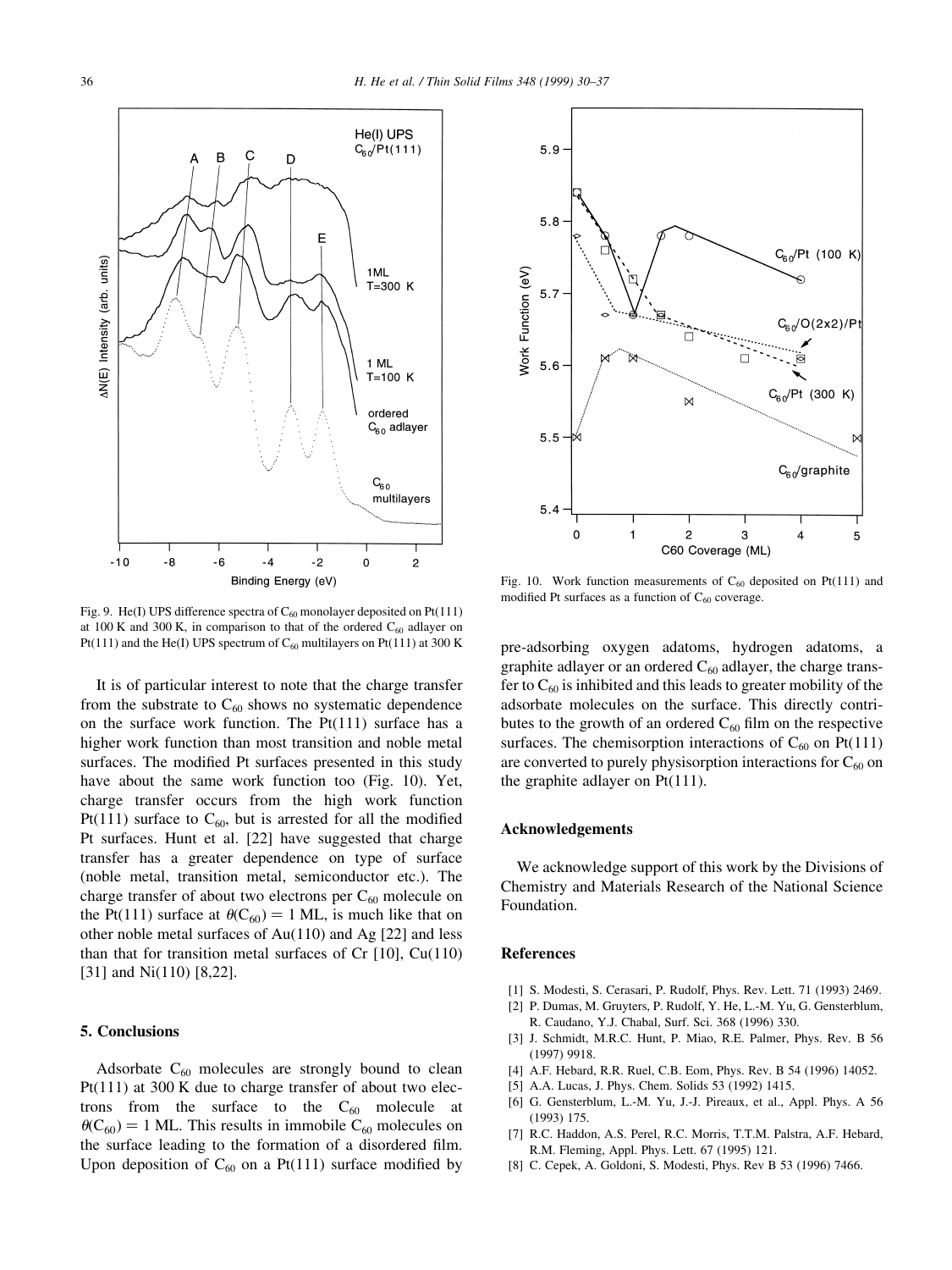Fig. 9. He(I) UPS difference spectra of $C_{60}$ monolayer deposited on Pt(111) at 100 K and 300 K, in comparison to that of the ordered $C_{60}$ adlayer on Pt(111) and the He(I) UPS spectrum of $C_{60}$ multilayers on Pt(111) at 300 K

It is of particular interest to note that the charge transfer from the substrate to $C_{60}$ shows no systematic dependence on the surface work function. The Pt(111) surface has a higher work function than most transition and noble metal surfaces. The modified Pt surfaces presented in this study have about the same work function too (Fig. 10). Yet, charge transfer occurs from the high work function Pt(111) surface to $C_{60}$, but is arrested for all the modified Pt surfaces. Hunt et al. [22] have suggested that charge transfer has a greater dependence on type of surface (noble metal, transition metal, semiconductor etc.). The charge transfer of about two electrons per $C_{60}$ molecule on the Pt(111) surface at $\theta(C_{60}) = 1$ ML, is much like that on other noble metal surfaces of Au(110) and Ag [22] and less than that for transition metal surfaces of Cr [10], Cu(110) [31] and Ni(110) [8,22].

## 5. Conclusions

Adsorbate $C_{60}$ molecules are strongly bound to clean Pt(111) at 300 K due to charge transfer of about two electrons from the surface to the $C_{60}$ molecule at $\theta(C_{60}) = 1$ ML. This results in immobile $C_{60}$ molecules on the surface leading to the formation of a disordered film. Upon deposition of $C_{60}$ on a Pt(111) surface modified by pre-adsorbing oxygen adatoms, hydrogen adatoms, a graphite adlayer or an ordered $C_{60}$ adlayer, the charge transfer to $C_{60}$ is inhibited and this leads to greater mobility of the adsorbate molecules on the surface. This directly contributes to the growth of an ordered $C_{60}$ film on the respective surfaces. The chemisorption interactions of $C_{60}$ on Pt(111) are converted to purely physisorption interactions for $C_{60}$ on the graphite adlayer on Pt(111).

Fig. 10. Work function measurements of $C_{60}$ deposited on Pt(111) and modified Pt surfaces as a function of $C_{60}$ coverage.

## Acknowledgements

We acknowledge support of this work by the Divisions of Chemistry and Materials Research of the National Science Foundation.

## References

[1] S. Modesti, S. Cerasari, P. Rudolf, Phys. Rev. Lett. 71 (1993) 2469.
[2] P. Dumas, M. Gruyters, P. Rudolf, Y. He, L.-M. Yu, G. Gensterblum, R. Caudano, Y.J. Chabal, Surf. Sci. 368 (1996) 330.
[3] J. Schmidt, M.R.C. Hunt, P. Miao, R.E. Palmer, Phys. Rev. B 56 (1997) 9918.
[4] A.F. Hebard, R.R. Ruel, C.B. Eom, Phys. Rev. B 54 (1996) 14052.
[5] A.A. Lucas, J. Phys. Chem. Solids 53 (1992) 1415.
[6] G. Gensterblum, L.-M. Yu, J.-J. Pireaux, et al., Appl. Phys. A 56 (1993) 175.
[7] R.C. Haddon, A.S. Perel, R.C. Morris, T.T.M. Palstra, A.F. Hebard, R.M. Fleming, Appl. Phys. Lett. 67 (1995) 121.
[8] C. Cepek, A. Goldoni, S. Modesti, Phys. Rev B 53 (1996) 7466.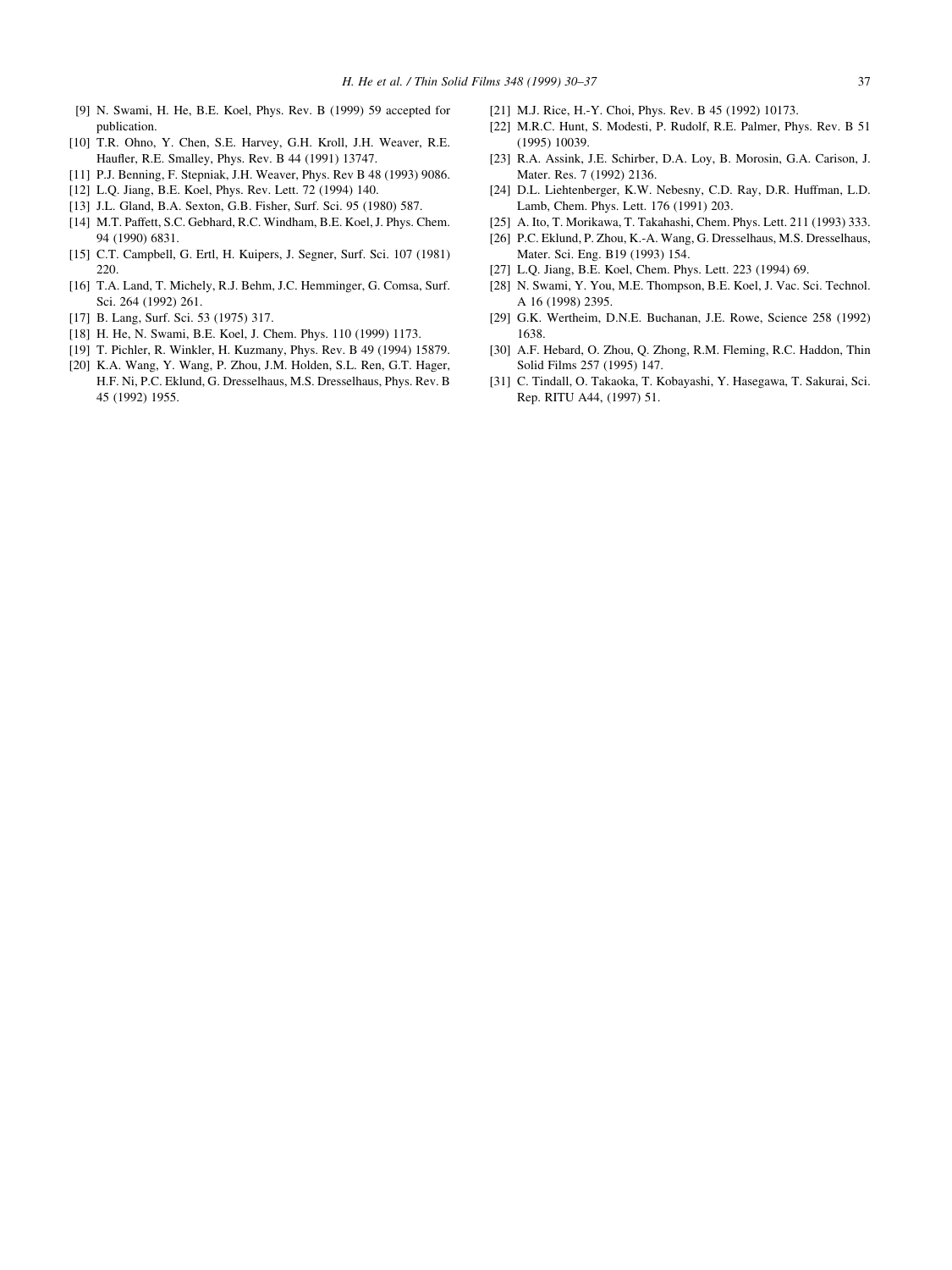[9] N. Swami, H. He, B.E. Koel, Phys. Rev. B (1999) 59 accepted for publication.

[10] T.R. Ohno, Y. Chen, S.E. Harvey, G.H. Kroll, J.H. Weaver, R.E. Haufler, R.E. Smalley, Phys. Rev. B 44 (1991) 13747.

[11] P.J. Benning, F. Stepniak, J.H. Weaver, Phys. Rev B 48 (1993) 9086.

[12] L.Q. Jiang, B.E. Koel, Phys. Rev. Lett. 72 (1994) 140.

[13] J.L. Gland, B.A. Sexton, G.B. Fisher, Surf. Sci. 95 (1980) 587.

[14] M.T. Paffett, S.C. Gebhard, R.C. Windham, B.E. Koel, J. Phys. Chem. 94 (1990) 6831.

[15] C.T. Campbell, G. Ertl, H. Kuipers, J. Segner, Surf. Sci. 107 (1981) 220.

[16] T.A. Land, T. Michely, R.J. Behm, J.C. Hemminger, G. Comsa, Surf. Sci. 264 (1992) 261.

[17] B. Lang, Surf. Sci. 53 (1975) 317.

[18] H. He, N. Swami, B.E. Koel, J. Chem. Phys. 110 (1999) 1173.

[19] T. Pichler, R. Winkler, H. Kuzmany, Phys. Rev. B 49 (1994) 15879.

[20] K.A. Wang, Y. Wang, P. Zhou, J.M. Holden, S.L. Ren, G.T. Hager, H.F. Ni, P.C. Eklund, G. Dresselhaus, M.S. Dresselhaus, Phys. Rev. B 45 (1992) 1955.

[21] M.J. Rice, H.-Y. Choi, Phys. Rev. B 45 (1992) 10173.

[22] M.R.C. Hunt, S. Modesti, P. Rudolf, R.E. Palmer, Phys. Rev. B 51 (1995) 10039.

[23] R.A. Assink, J.E. Schirber, D.A. Loy, B. Morosin, G.A. Carison, J. Mater. Res. 7 (1992) 2136.

[24] D.L. Liehtenberger, K.W. Nebesny, C.D. Ray, D.R. Huffman, L.D. Lamb, Chem. Phys. Lett. 176 (1991) 203.

[25] A. Ito, T. Morikawa, T. Takahashi, Chem. Phys. Lett. 211 (1993) 333.

[26] P.C. Eklund, P. Zhou, K.-A. Wang, G. Dresselhaus, M.S. Dresselhaus, Mater. Sci. Eng. B19 (1993) 154.

[27] L.Q. Jiang, B.E. Koel, Chem. Phys. Lett. 223 (1994) 69.

[28] N. Swami, Y. You, M.E. Thompson, B.E. Koel, J. Vac. Sci. Technol. A 16 (1998) 2395.

[29] G.K. Wertheim, D.N.E. Buchanan, J.E. Rowe, Science 258 (1992) 1638.

[30] A.F. Hebard, O. Zhou, Q. Zhong, R.M. Fleming, R.C. Haddon, Thin Solid Films 257 (1995) 147.

[31] C. Tindall, O. Takaoka, T. Kobayashi, Y. Hasegawa, T. Sakurai, Sci. Rep. RITU A44, (1997) 51.